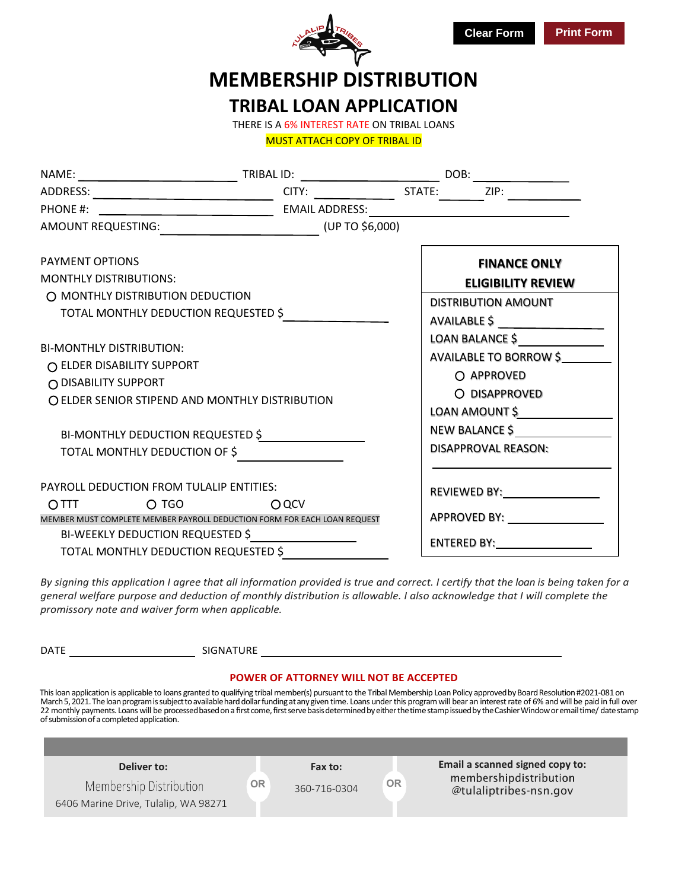# MEMBERSHIP DISTRIBUTION

# TRIBAL LOAN APPLICATION

THERE IS A 6% INTEREST RATE ON TRIBAL LOANS

MUST ATTACH COPY OF TRIBAL ID

NAME: ______________________ TRIBAL ID: ____________________ DOB: ______________

ADDRESS: __________________________ CITY: ___________ STATE: ______ ZIP: __________

PHONE #: __________________________ EMAIL ADDRESS: ________________________________

AMOUNT REQUESTING: ______________________ (UP TO $6,000)

PAYMENT OPTIONS

MONTHLY DISTRIBUTIONS:

- ○ MONTHLY DISTRIBUTION DEDUCTION
  TOTAL MONTHLY DEDUCTION REQUESTED $ ______________

BI-MONTHLY DISTRIBUTION:

- ○ ELDER DISABILITY SUPPORT
- ○ DISABILITY SUPPORT
- ○ ELDER SENIOR STIPEND AND MONTHLY DISTRIBUTION

BI-MONTHLY DEDUCTION REQUESTED $ ______________

TOTAL MONTHLY DEDUCTION OF $ ______________

PAYROLL DEDUCTION FROM TULALIP ENTITIES:

○ TTT ○ TGO ○ QCV

MEMBER MUST COMPLETE MEMBER PAYROLL DEDUCTION FORM FOR EACH LOAN REQUEST

BI-WEEKLY DEDUCTION REQUESTED $ ______________

TOTAL MONTHLY DEDUCTION REQUESTED $ ______________

**FINANCE ONLY**
**ELIGIBILITY REVIEW**

DISTRIBUTION AMOUNT AVAILABLE $ ______________

LOAN BALANCE $ ______________

AVAILABLE TO BORROW $ ______________

○ APPROVED

○ DISAPPROVED

LOAN AMOUNT $ ______________

NEW BALANCE $ ______________

DISAPPROVAL REASON: ______________

REVIEWED BY: ______________

APPROVED BY: ______________

ENTERED BY: ______________

*By signing this application I agree that all information provided is true and correct. I certify that the loan is being taken for a general welfare purpose and deduction of monthly distribution is allowable. I also acknowledge that I will complete the promissory note and waiver form when applicable.*

DATE ______________ SIGNATURE ______________________________

**POWER OF ATTORNEY WILL NOT BE ACCEPTED**

This loan application is applicable to loans granted to qualifying tribal member(s) pursuant to the Tribal Membership Loan Policy approved by Board Resolution #2021-081 on March 5, 2021. The loan program is subject to available hard dollar funding at any given time. Loans under this program will bear an interest rate of 6% and will be paid in full over 22 monthly payments. Loans will be processed based on a first come, first serve basis determined by either the time stamp issued by the Cashier Window or email time/ date stamp of submission of a completed application.

| **Deliver to:** | | **Fax to:** | | **Email a scanned signed copy to:** |
|---|---|---|---|---|
| Membership Distribution<br>6406 Marine Drive, Tulalip, WA 98271 | OR | 360-716-0304 | OR | membershipdistribution<br>@tulaliptribes-nsn.gov |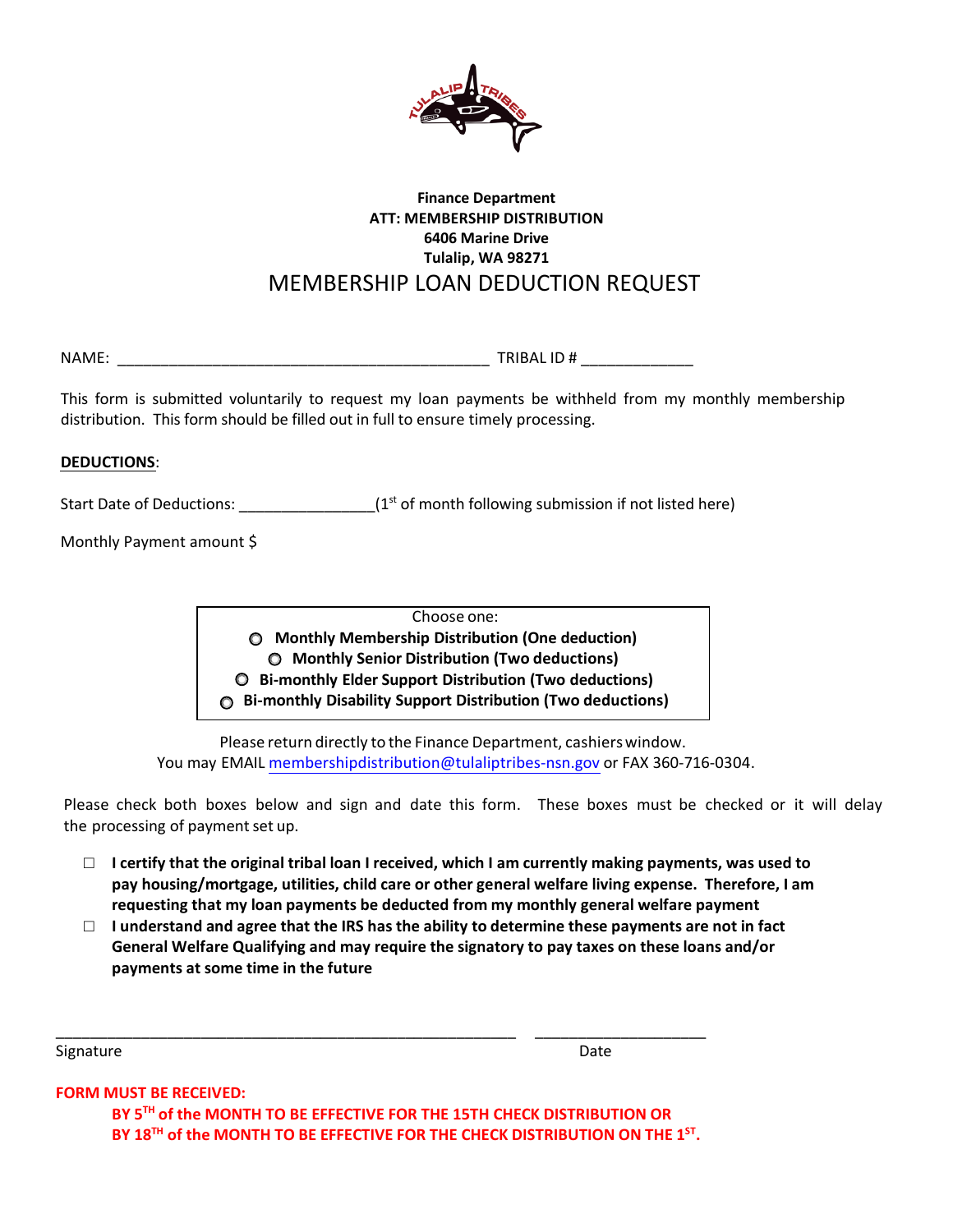**Finance Department**
**ATT: MEMBERSHIP DISTRIBUTION**
**6406 Marine Drive**
**Tulalip, WA 98271**

# MEMBERSHIP LOAN DEDUCTION REQUEST

NAME: ___________________________________________ TRIBAL ID # _____________

This form is submitted voluntarily to request my loan payments be withheld from my monthly membership distribution. This form should be filled out in full to ensure timely processing.

**DEDUCTIONS**:

Start Date of Deductions: _______________ (1st of month following submission if not listed here)

Monthly Payment amount $

Choose one:

- ○ **Monthly Membership Distribution (One deduction)**
- ○ **Monthly Senior Distribution (Two deductions)**
- ○ **Bi-monthly Elder Support Distribution (Two deductions)**
- ○ **Bi-monthly Disability Support Distribution (Two deductions)**

Please return directly to the Finance Department, cashiers window.
You may EMAIL membershipdistribution@tulaliptribes-nsn.gov or FAX 360-716-0304.

Please check both boxes below and sign and date this form. These boxes must be checked or it will delay the processing of payment set up.

- ☐ **I certify that the original tribal loan I received, which I am currently making payments, was used to pay housing/mortgage, utilities, child care or other general welfare living expense. Therefore, I am requesting that my loan payments be deducted from my monthly general welfare payment**
- ☐ **I understand and agree that the IRS has the ability to determine these payments are not in fact General Welfare Qualifying and may require the signatory to pay taxes on these loans and/or payments at some time in the future**

_______________________________________________________ _____________________

Signature Date

**FORM MUST BE RECEIVED:**

**BY 5TH of the MONTH TO BE EFFECTIVE FOR THE 15TH CHECK DISTRIBUTION OR**
**BY 18TH of the MONTH TO BE EFFECTIVE FOR THE CHECK DISTRIBUTION ON THE 1ST.**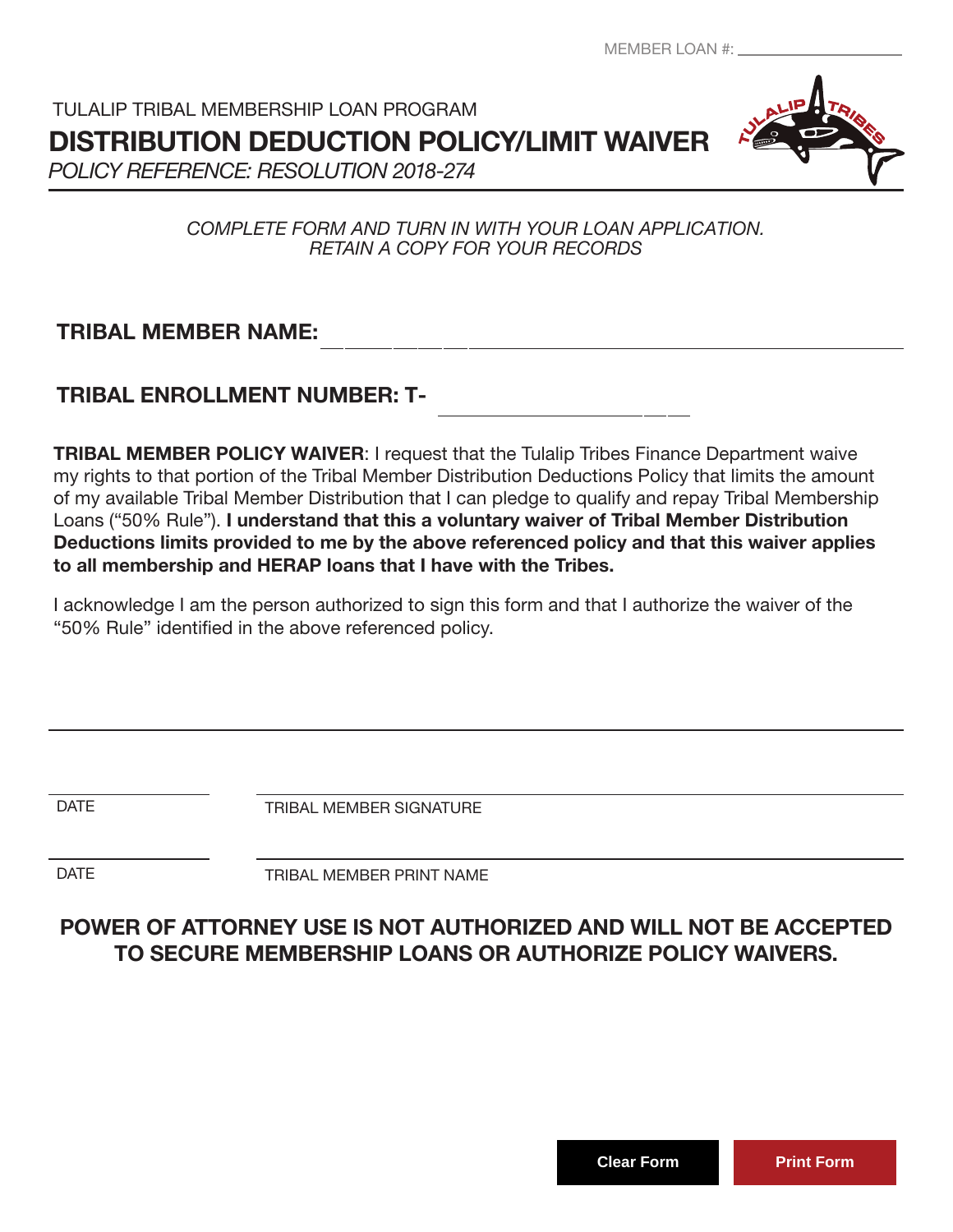MEMBER LOAN #: ____________________

TULALIP TRIBAL MEMBERSHIP LOAN PROGRAM

# DISTRIBUTION DEDUCTION POLICY/LIMIT WAIVER

*POLICY REFERENCE: RESOLUTION 2018-274*

*COMPLETE FORM AND TURN IN WITH YOUR LOAN APPLICATION.*
*RETAIN A COPY FOR YOUR RECORDS*

**TRIBAL MEMBER NAME:** ________________________________________

**TRIBAL ENROLLMENT NUMBER: T-** ____________________

**TRIBAL MEMBER POLICY WAIVER**: I request that the Tulalip Tribes Finance Department waive my rights to that portion of the Tribal Member Distribution Deductions Policy that limits the amount of my available Tribal Member Distribution that I can pledge to qualify and repay Tribal Membership Loans ("50% Rule"). **I understand that this a voluntary waiver of Tribal Member Distribution Deductions limits provided to me by the above referenced policy and that this waiver applies to all membership and HERAP loans that I have with the Tribes.**

I acknowledge I am the person authorized to sign this form and that I authorize the waiver of the "50% Rule" identified in the above referenced policy.

______________ ________________________________________

DATE TRIBAL MEMBER SIGNATURE

______________ ________________________________________

DATE TRIBAL MEMBER PRINT NAME

**POWER OF ATTORNEY USE IS NOT AUTHORIZED AND WILL NOT BE ACCEPTED TO SECURE MEMBERSHIP LOANS OR AUTHORIZE POLICY WAIVERS.**

Clear Form Print Form